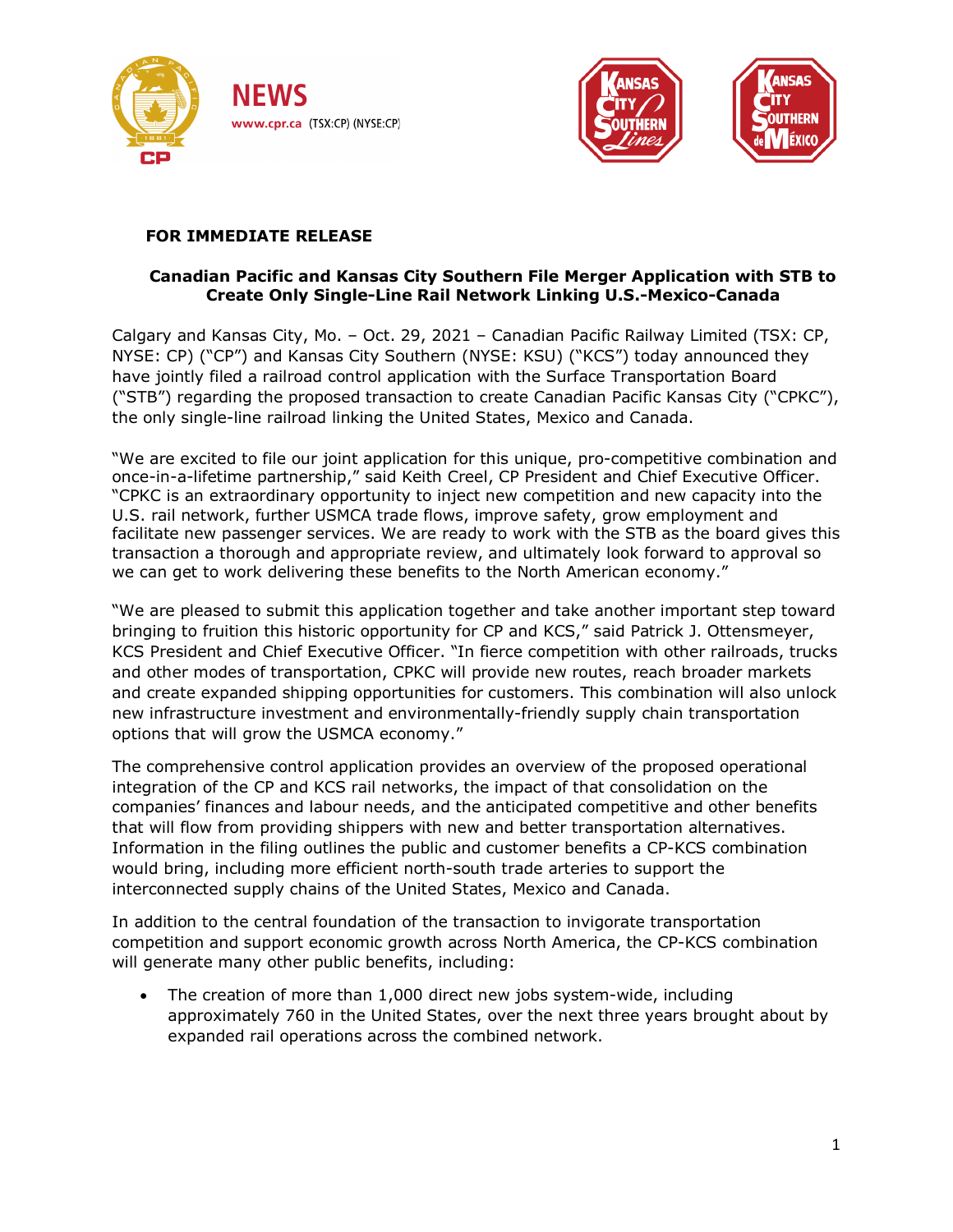NEWS
www.cpr.ca (TSX:CP) (NYSE:CP)

**FOR IMMEDIATE RELEASE**

**Canadian Pacific and Kansas City Southern File Merger Application with STB to Create Only Single-Line Rail Network Linking U.S.-Mexico-Canada**

Calgary and Kansas City, Mo. – Oct. 29, 2021 – Canadian Pacific Railway Limited (TSX: CP, NYSE: CP) ("CP") and Kansas City Southern (NYSE: KSU) ("KCS") today announced they have jointly filed a railroad control application with the Surface Transportation Board ("STB") regarding the proposed transaction to create Canadian Pacific Kansas City ("CPKC"), the only single-line railroad linking the United States, Mexico and Canada.

"We are excited to file our joint application for this unique, pro-competitive combination and once-in-a-lifetime partnership," said Keith Creel, CP President and Chief Executive Officer. "CPKC is an extraordinary opportunity to inject new competition and new capacity into the U.S. rail network, further USMCA trade flows, improve safety, grow employment and facilitate new passenger services. We are ready to work with the STB as the board gives this transaction a thorough and appropriate review, and ultimately look forward to approval so we can get to work delivering these benefits to the North American economy."

"We are pleased to submit this application together and take another important step toward bringing to fruition this historic opportunity for CP and KCS," said Patrick J. Ottensmeyer, KCS President and Chief Executive Officer. "In fierce competition with other railroads, trucks and other modes of transportation, CPKC will provide new routes, reach broader markets and create expanded shipping opportunities for customers. This combination will also unlock new infrastructure investment and environmentally-friendly supply chain transportation options that will grow the USMCA economy."

The comprehensive control application provides an overview of the proposed operational integration of the CP and KCS rail networks, the impact of that consolidation on the companies' finances and labour needs, and the anticipated competitive and other benefits that will flow from providing shippers with new and better transportation alternatives. Information in the filing outlines the public and customer benefits a CP-KCS combination would bring, including more efficient north-south trade arteries to support the interconnected supply chains of the United States, Mexico and Canada.

In addition to the central foundation of the transaction to invigorate transportation competition and support economic growth across North America, the CP-KCS combination will generate many other public benefits, including:

- The creation of more than 1,000 direct new jobs system-wide, including approximately 760 in the United States, over the next three years brought about by expanded rail operations across the combined network.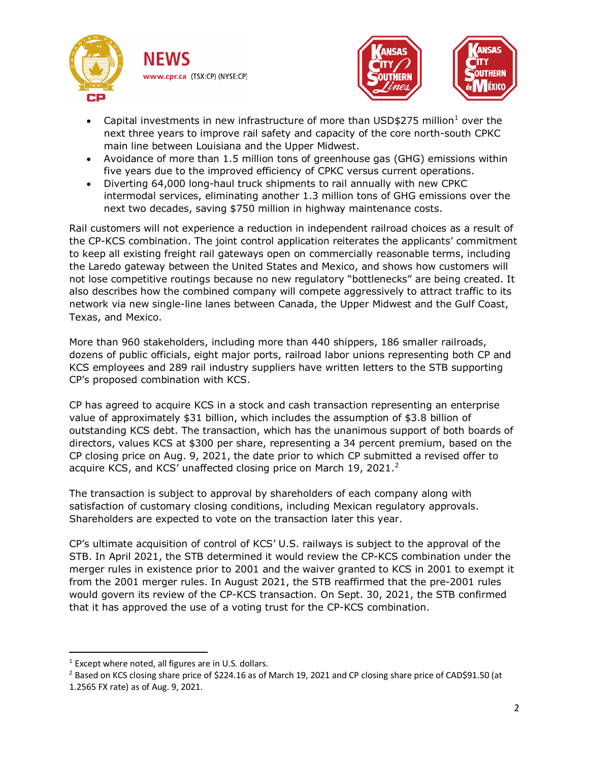- Capital investments in new infrastructure of more than USD$275 million[1] over the next three years to improve rail safety and capacity of the core north-south CPKC main line between Louisiana and the Upper Midwest.
- Avoidance of more than 1.5 million tons of greenhouse gas (GHG) emissions within five years due to the improved efficiency of CPKC versus current operations.
- Diverting 64,000 long-haul truck shipments to rail annually with new CPKC intermodal services, eliminating another 1.3 million tons of GHG emissions over the next two decades, saving $750 million in highway maintenance costs.

Rail customers will not experience a reduction in independent railroad choices as a result of the CP-KCS combination. The joint control application reiterates the applicants' commitment to keep all existing freight rail gateways open on commercially reasonable terms, including the Laredo gateway between the United States and Mexico, and shows how customers will not lose competitive routings because no new regulatory "bottlenecks" are being created. It also describes how the combined company will compete aggressively to attract traffic to its network via new single-line lanes between Canada, the Upper Midwest and the Gulf Coast, Texas, and Mexico.

More than 960 stakeholders, including more than 440 shippers, 186 smaller railroads, dozens of public officials, eight major ports, railroad labor unions representing both CP and KCS employees and 289 rail industry suppliers have written letters to the STB supporting CP's proposed combination with KCS.

CP has agreed to acquire KCS in a stock and cash transaction representing an enterprise value of approximately $31 billion, which includes the assumption of $3.8 billion of outstanding KCS debt. The transaction, which has the unanimous support of both boards of directors, values KCS at $300 per share, representing a 34 percent premium, based on the CP closing price on Aug. 9, 2021, the date prior to which CP submitted a revised offer to acquire KCS, and KCS' unaffected closing price on March 19, 2021.[2]

The transaction is subject to approval by shareholders of each company along with satisfaction of customary closing conditions, including Mexican regulatory approvals. Shareholders are expected to vote on the transaction later this year.

CP's ultimate acquisition of control of KCS' U.S. railways is subject to the approval of the STB. In April 2021, the STB determined it would review the CP-KCS combination under the merger rules in existence prior to 2001 and the waiver granted to KCS in 2001 to exempt it from the 2001 merger rules. In August 2021, the STB reaffirmed that the pre-2001 rules would govern its review of the CP-KCS transaction. On Sept. 30, 2021, the STB confirmed that it has approved the use of a voting trust for the CP-KCS combination.

---

[1] Except where noted, all figures are in U.S. dollars.

[2] Based on KCS closing share price of $224.16 as of March 19, 2021 and CP closing share price of CAD$91.50 (at 1.2565 FX rate) as of Aug. 9, 2021.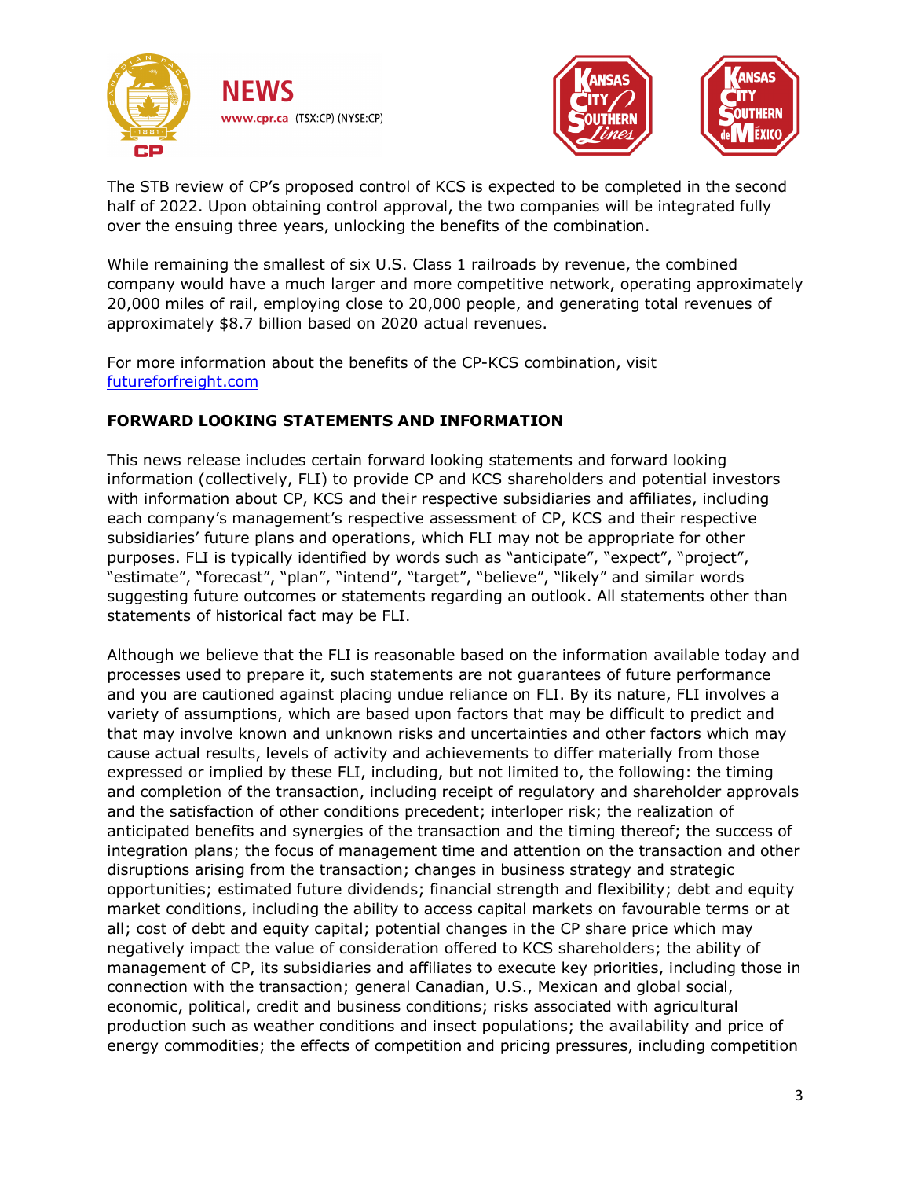The STB review of CP's proposed control of KCS is expected to be completed in the second half of 2022. Upon obtaining control approval, the two companies will be integrated fully over the ensuing three years, unlocking the benefits of the combination.

While remaining the smallest of six U.S. Class 1 railroads by revenue, the combined company would have a much larger and more competitive network, operating approximately 20,000 miles of rail, employing close to 20,000 people, and generating total revenues of approximately $8.7 billion based on 2020 actual revenues.

For more information about the benefits of the CP-KCS combination, visit futureforfreight.com

**FORWARD LOOKING STATEMENTS AND INFORMATION**

This news release includes certain forward looking statements and forward looking information (collectively, FLI) to provide CP and KCS shareholders and potential investors with information about CP, KCS and their respective subsidiaries and affiliates, including each company's management's respective assessment of CP, KCS and their respective subsidiaries' future plans and operations, which FLI may not be appropriate for other purposes. FLI is typically identified by words such as "anticipate", "expect", "project", "estimate", "forecast", "plan", "intend", "target", "believe", "likely" and similar words suggesting future outcomes or statements regarding an outlook. All statements other than statements of historical fact may be FLI.

Although we believe that the FLI is reasonable based on the information available today and processes used to prepare it, such statements are not guarantees of future performance and you are cautioned against placing undue reliance on FLI. By its nature, FLI involves a variety of assumptions, which are based upon factors that may be difficult to predict and that may involve known and unknown risks and uncertainties and other factors which may cause actual results, levels of activity and achievements to differ materially from those expressed or implied by these FLI, including, but not limited to, the following: the timing and completion of the transaction, including receipt of regulatory and shareholder approvals and the satisfaction of other conditions precedent; interloper risk; the realization of anticipated benefits and synergies of the transaction and the timing thereof; the success of integration plans; the focus of management time and attention on the transaction and other disruptions arising from the transaction; changes in business strategy and strategic opportunities; estimated future dividends; financial strength and flexibility; debt and equity market conditions, including the ability to access capital markets on favourable terms or at all; cost of debt and equity capital; potential changes in the CP share price which may negatively impact the value of consideration offered to KCS shareholders; the ability of management of CP, its subsidiaries and affiliates to execute key priorities, including those in connection with the transaction; general Canadian, U.S., Mexican and global social, economic, political, credit and business conditions; risks associated with agricultural production such as weather conditions and insect populations; the availability and price of energy commodities; the effects of competition and pricing pressures, including competition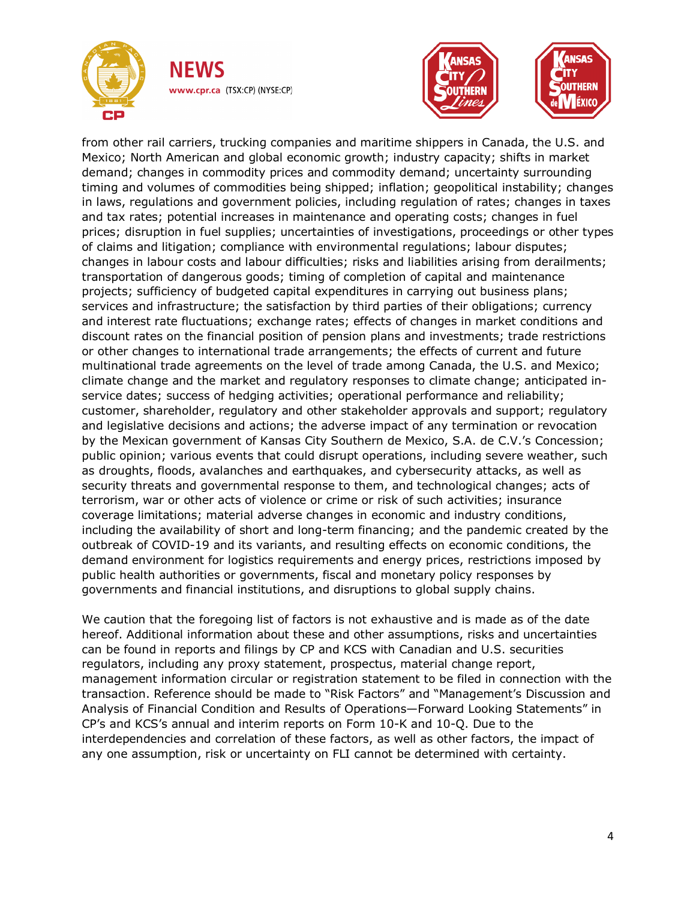from other rail carriers, trucking companies and maritime shippers in Canada, the U.S. and Mexico; North American and global economic growth; industry capacity; shifts in market demand; changes in commodity prices and commodity demand; uncertainty surrounding timing and volumes of commodities being shipped; inflation; geopolitical instability; changes in laws, regulations and government policies, including regulation of rates; changes in taxes and tax rates; potential increases in maintenance and operating costs; changes in fuel prices; disruption in fuel supplies; uncertainties of investigations, proceedings or other types of claims and litigation; compliance with environmental regulations; labour disputes; changes in labour costs and labour difficulties; risks and liabilities arising from derailments; transportation of dangerous goods; timing of completion of capital and maintenance projects; sufficiency of budgeted capital expenditures in carrying out business plans; services and infrastructure; the satisfaction by third parties of their obligations; currency and interest rate fluctuations; exchange rates; effects of changes in market conditions and discount rates on the financial position of pension plans and investments; trade restrictions or other changes to international trade arrangements; the effects of current and future multinational trade agreements on the level of trade among Canada, the U.S. and Mexico; climate change and the market and regulatory responses to climate change; anticipated in-service dates; success of hedging activities; operational performance and reliability; customer, shareholder, regulatory and other stakeholder approvals and support; regulatory and legislative decisions and actions; the adverse impact of any termination or revocation by the Mexican government of Kansas City Southern de Mexico, S.A. de C.V.'s Concession; public opinion; various events that could disrupt operations, including severe weather, such as droughts, floods, avalanches and earthquakes, and cybersecurity attacks, as well as security threats and governmental response to them, and technological changes; acts of terrorism, war or other acts of violence or crime or risk of such activities; insurance coverage limitations; material adverse changes in economic and industry conditions, including the availability of short and long-term financing; and the pandemic created by the outbreak of COVID-19 and its variants, and resulting effects on economic conditions, the demand environment for logistics requirements and energy prices, restrictions imposed by public health authorities or governments, fiscal and monetary policy responses by governments and financial institutions, and disruptions to global supply chains.

We caution that the foregoing list of factors is not exhaustive and is made as of the date hereof. Additional information about these and other assumptions, risks and uncertainties can be found in reports and filings by CP and KCS with Canadian and U.S. securities regulators, including any proxy statement, prospectus, material change report, management information circular or registration statement to be filed in connection with the transaction. Reference should be made to "Risk Factors" and "Management's Discussion and Analysis of Financial Condition and Results of Operations—Forward Looking Statements" in CP's and KCS's annual and interim reports on Form 10-K and 10-Q. Due to the interdependencies and correlation of these factors, as well as other factors, the impact of any one assumption, risk or uncertainty on FLI cannot be determined with certainty.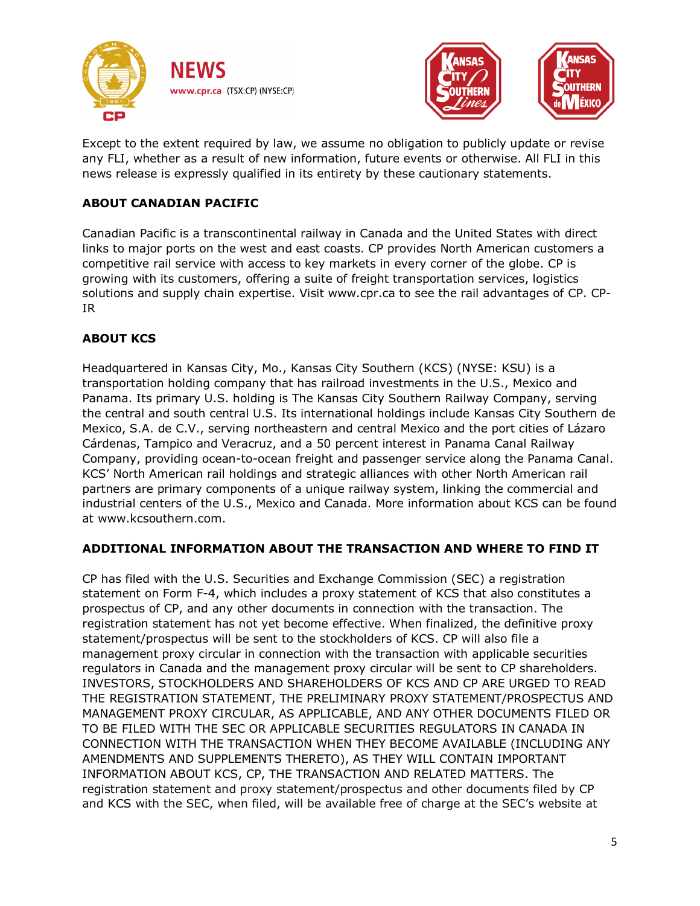Except to the extent required by law, we assume no obligation to publicly update or revise any FLI, whether as a result of new information, future events or otherwise. All FLI in this news release is expressly qualified in its entirety by these cautionary statements.

**ABOUT CANADIAN PACIFIC**

Canadian Pacific is a transcontinental railway in Canada and the United States with direct links to major ports on the west and east coasts. CP provides North American customers a competitive rail service with access to key markets in every corner of the globe. CP is growing with its customers, offering a suite of freight transportation services, logistics solutions and supply chain expertise. Visit www.cpr.ca to see the rail advantages of CP. CP-IR

**ABOUT KCS**

Headquartered in Kansas City, Mo., Kansas City Southern (KCS) (NYSE: KSU) is a transportation holding company that has railroad investments in the U.S., Mexico and Panama. Its primary U.S. holding is The Kansas City Southern Railway Company, serving the central and south central U.S. Its international holdings include Kansas City Southern de Mexico, S.A. de C.V., serving northeastern and central Mexico and the port cities of Lázaro Cárdenas, Tampico and Veracruz, and a 50 percent interest in Panama Canal Railway Company, providing ocean-to-ocean freight and passenger service along the Panama Canal. KCS' North American rail holdings and strategic alliances with other North American rail partners are primary components of a unique railway system, linking the commercial and industrial centers of the U.S., Mexico and Canada. More information about KCS can be found at www.kcsouthern.com.

**ADDITIONAL INFORMATION ABOUT THE TRANSACTION AND WHERE TO FIND IT**

CP has filed with the U.S. Securities and Exchange Commission (SEC) a registration statement on Form F-4, which includes a proxy statement of KCS that also constitutes a prospectus of CP, and any other documents in connection with the transaction. The registration statement has not yet become effective. When finalized, the definitive proxy statement/prospectus will be sent to the stockholders of KCS. CP will also file a management proxy circular in connection with the transaction with applicable securities regulators in Canada and the management proxy circular will be sent to CP shareholders. INVESTORS, STOCKHOLDERS AND SHAREHOLDERS OF KCS AND CP ARE URGED TO READ THE REGISTRATION STATEMENT, THE PRELIMINARY PROXY STATEMENT/PROSPECTUS AND MANAGEMENT PROXY CIRCULAR, AS APPLICABLE, AND ANY OTHER DOCUMENTS FILED OR TO BE FILED WITH THE SEC OR APPLICABLE SECURITIES REGULATORS IN CANADA IN CONNECTION WITH THE TRANSACTION WHEN THEY BECOME AVAILABLE (INCLUDING ANY AMENDMENTS AND SUPPLEMENTS THERETO), AS THEY WILL CONTAIN IMPORTANT INFORMATION ABOUT KCS, CP, THE TRANSACTION AND RELATED MATTERS. The registration statement and proxy statement/prospectus and other documents filed by CP and KCS with the SEC, when filed, will be available free of charge at the SEC's website at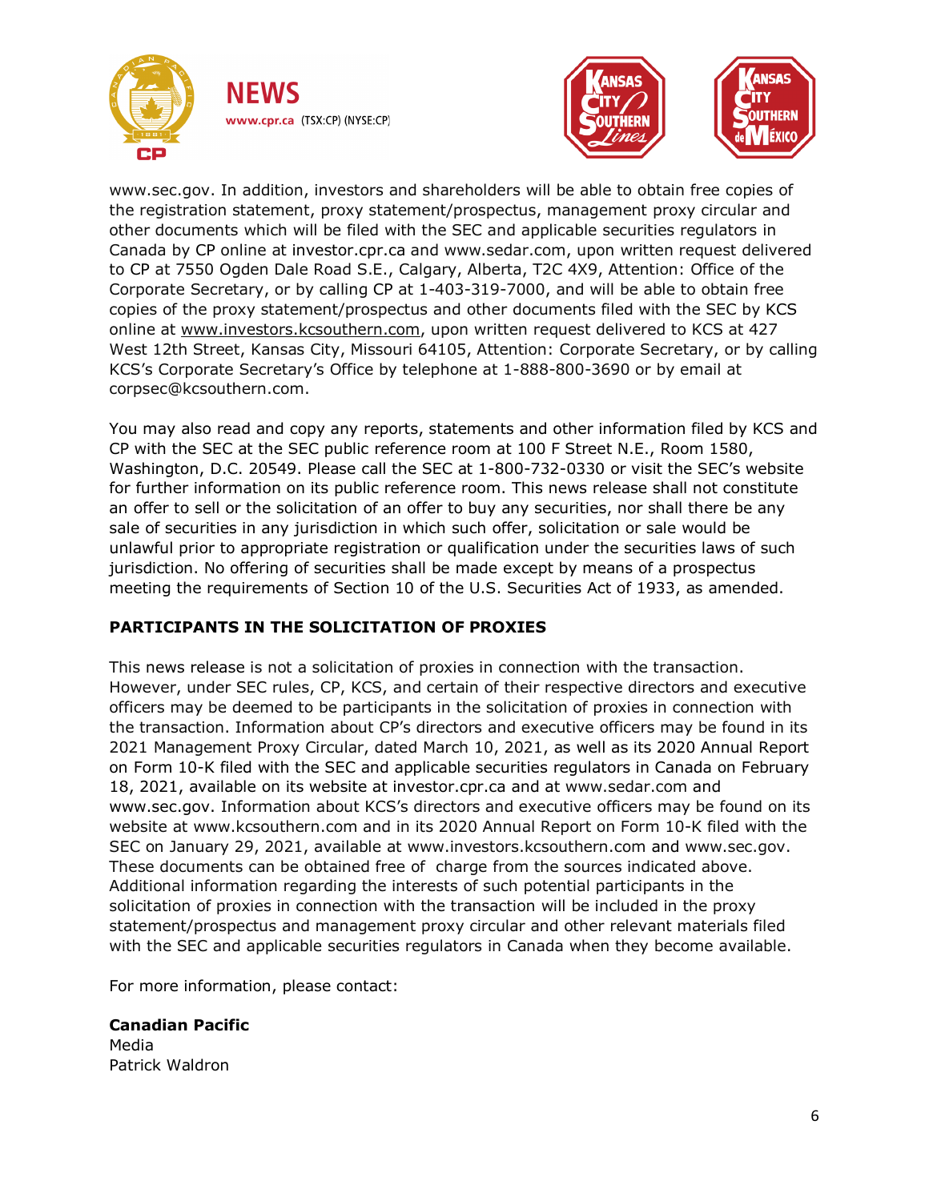www.sec.gov. In addition, investors and shareholders will be able to obtain free copies of the registration statement, proxy statement/prospectus, management proxy circular and other documents which will be filed with the SEC and applicable securities regulators in Canada by CP online at investor.cpr.ca and www.sedar.com, upon written request delivered to CP at 7550 Ogden Dale Road S.E., Calgary, Alberta, T2C 4X9, Attention: Office of the Corporate Secretary, or by calling CP at 1-403-319-7000, and will be able to obtain free copies of the proxy statement/prospectus and other documents filed with the SEC by KCS online at www.investors.kcsouthern.com, upon written request delivered to KCS at 427 West 12th Street, Kansas City, Missouri 64105, Attention: Corporate Secretary, or by calling KCS's Corporate Secretary's Office by telephone at 1-888-800-3690 or by email at corpsec@kcsouthern.com.

You may also read and copy any reports, statements and other information filed by KCS and CP with the SEC at the SEC public reference room at 100 F Street N.E., Room 1580, Washington, D.C. 20549. Please call the SEC at 1-800-732-0330 or visit the SEC's website for further information on its public reference room. This news release shall not constitute an offer to sell or the solicitation of an offer to buy any securities, nor shall there be any sale of securities in any jurisdiction in which such offer, solicitation or sale would be unlawful prior to appropriate registration or qualification under the securities laws of such jurisdiction. No offering of securities shall be made except by means of a prospectus meeting the requirements of Section 10 of the U.S. Securities Act of 1933, as amended.

**PARTICIPANTS IN THE SOLICITATION OF PROXIES**

This news release is not a solicitation of proxies in connection with the transaction. However, under SEC rules, CP, KCS, and certain of their respective directors and executive officers may be deemed to be participants in the solicitation of proxies in connection with the transaction. Information about CP's directors and executive officers may be found in its 2021 Management Proxy Circular, dated March 10, 2021, as well as its 2020 Annual Report on Form 10-K filed with the SEC and applicable securities regulators in Canada on February 18, 2021, available on its website at investor.cpr.ca and at www.sedar.com and www.sec.gov. Information about KCS's directors and executive officers may be found on its website at www.kcsouthern.com and in its 2020 Annual Report on Form 10-K filed with the SEC on January 29, 2021, available at www.investors.kcsouthern.com and www.sec.gov. These documents can be obtained free of charge from the sources indicated above. Additional information regarding the interests of such potential participants in the solicitation of proxies in connection with the transaction will be included in the proxy statement/prospectus and management proxy circular and other relevant materials filed with the SEC and applicable securities regulators in Canada when they become available.

For more information, please contact:

**Canadian Pacific**
Media
Patrick Waldron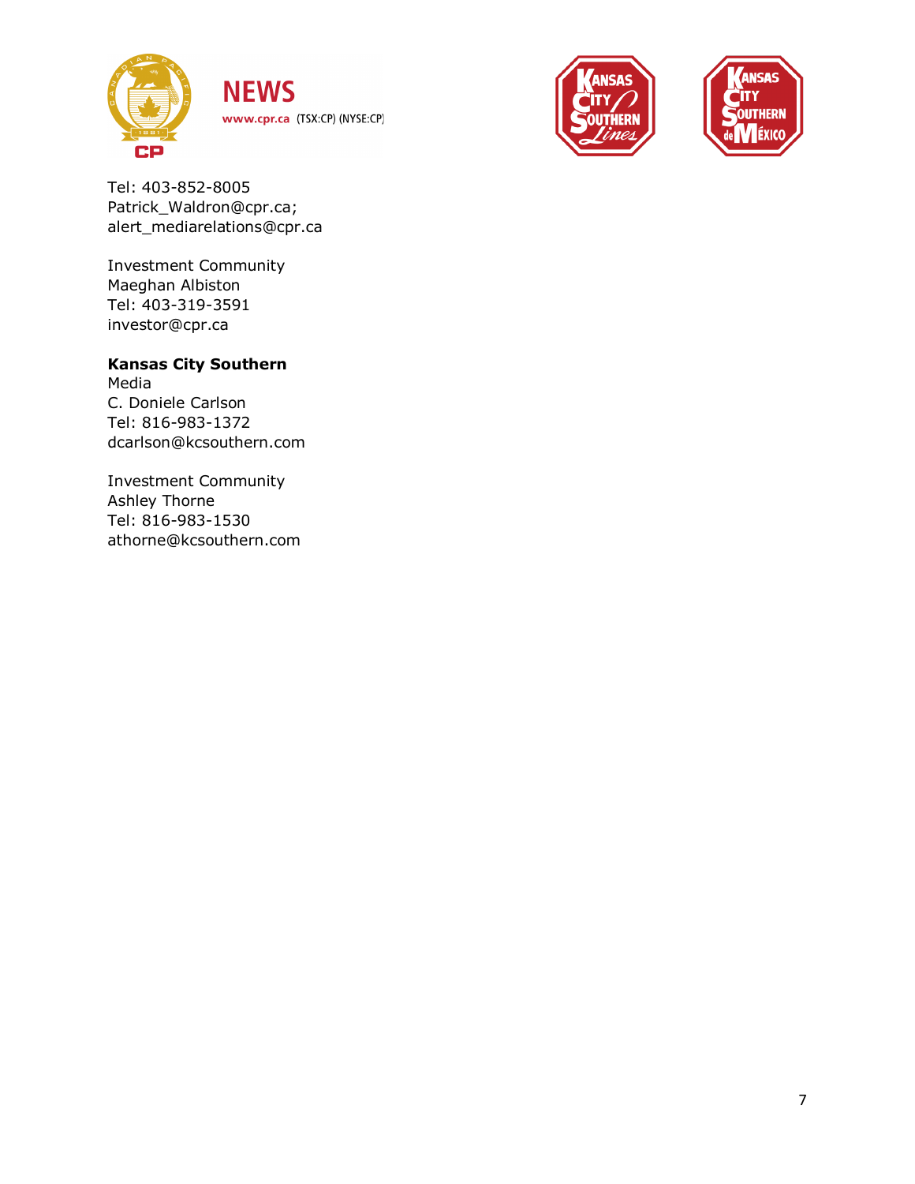Tel: 403-852-8005
Patrick_Waldron@cpr.ca;
alert_mediarelations@cpr.ca

Investment Community
Maeghan Albiston
Tel: 403-319-3591
investor@cpr.ca

**Kansas City Southern**
Media
C. Doniele Carlson
Tel: 816-983-1372
dcarlson@kcsouthern.com

Investment Community
Ashley Thorne
Tel: 816-983-1530
athorne@kcsouthern.com